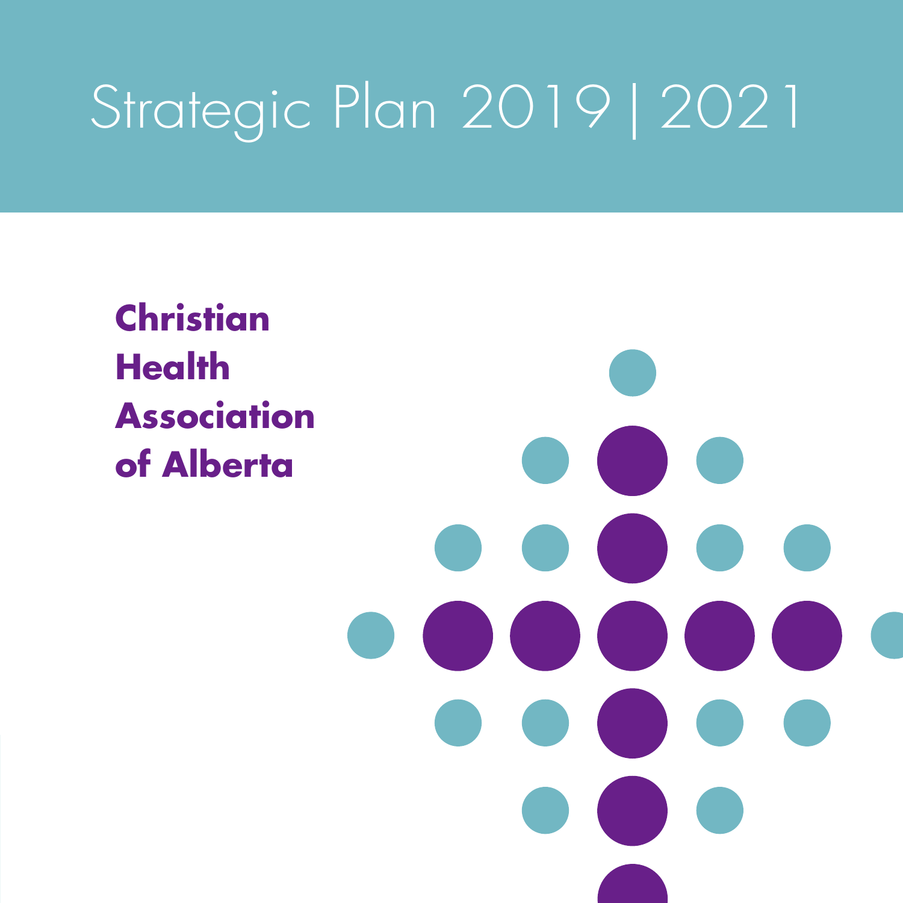# Strategic Plan 2019|2021

**Christian Health Association of Alberta**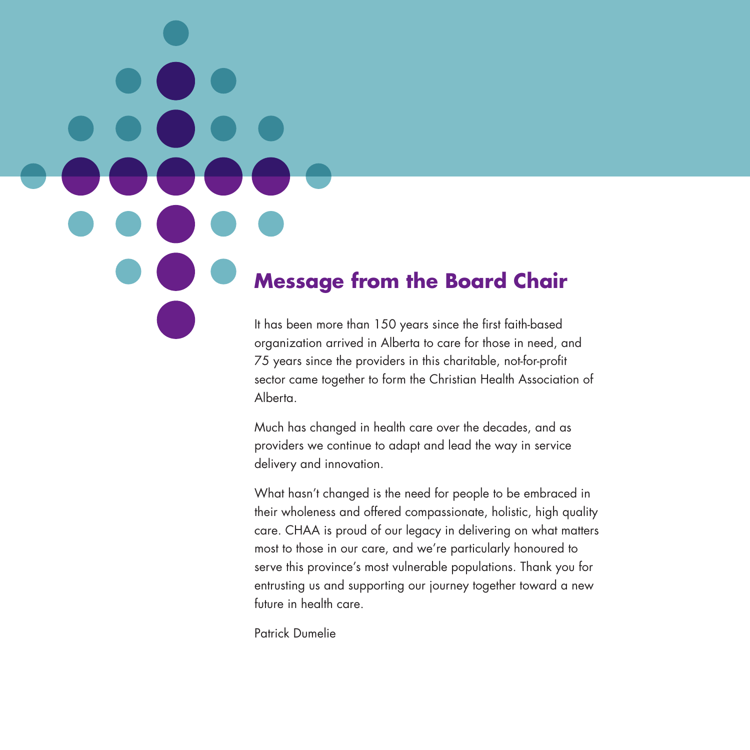## Message from the Board Chair

It has been more than 150 years since the first faith-based organization arrived in Alberta to care for those in need, and 75 years since the providers in this charitable, not-for-profit sector came together to form the Christian Health Association of Alberta.

Much has changed in health care over the decades, and as providers we continue to adapt and lead the way in service delivery and innovation.

What hasn't changed is the need for people to be embraced in their wholeness and offered compassionate, holistic, high quality care. CHAA is proud of our legacy in delivering on what matters most to those in our care, and we're particularly honoured to serve this province's most vulnerable populations. Thank you for entrusting us and supporting our journey together toward a new future in health care.

Patrick Dumelie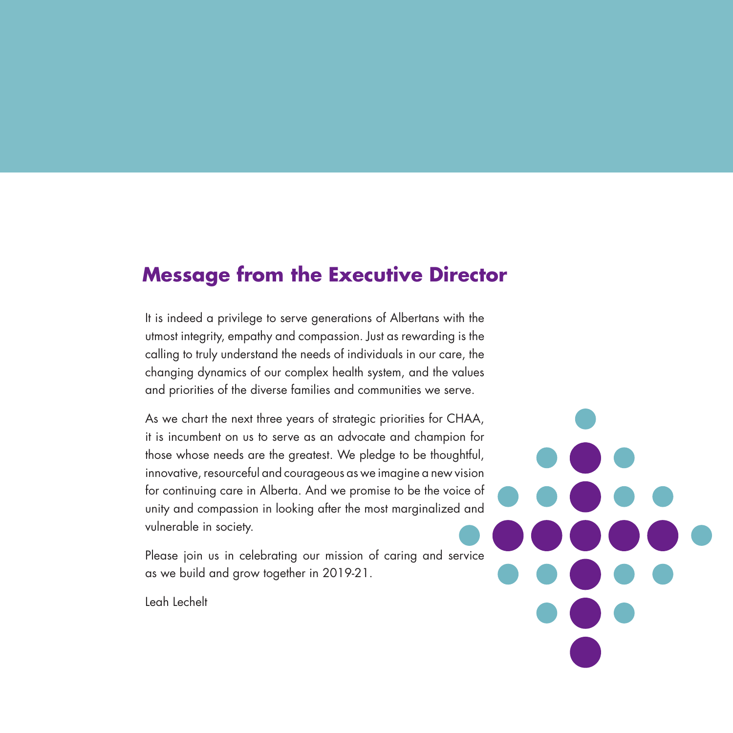## Message from the Executive Director

It is indeed a privilege to serve generations of Albertans with the utmost integrity, empathy and compassion. Just as rewarding is the calling to truly understand the needs of individuals in our care, the changing dynamics of our complex health system, and the values and priorities of the diverse families and communities we serve.

As we chart the next three years of strategic priorities for CHAA, it is incumbent on us to serve as an advocate and champion for those whose needs are the greatest. We pledge to be thoughtful, innovative, resourceful and courageous as we imagine a new vision for continuing care in Alberta. And we promise to be the voice of unity and compassion in looking after the most marginalized and vulnerable in society.

Please join us in celebrating our mission of caring and service as we build and grow together in 2019-21.

Leah Lechelt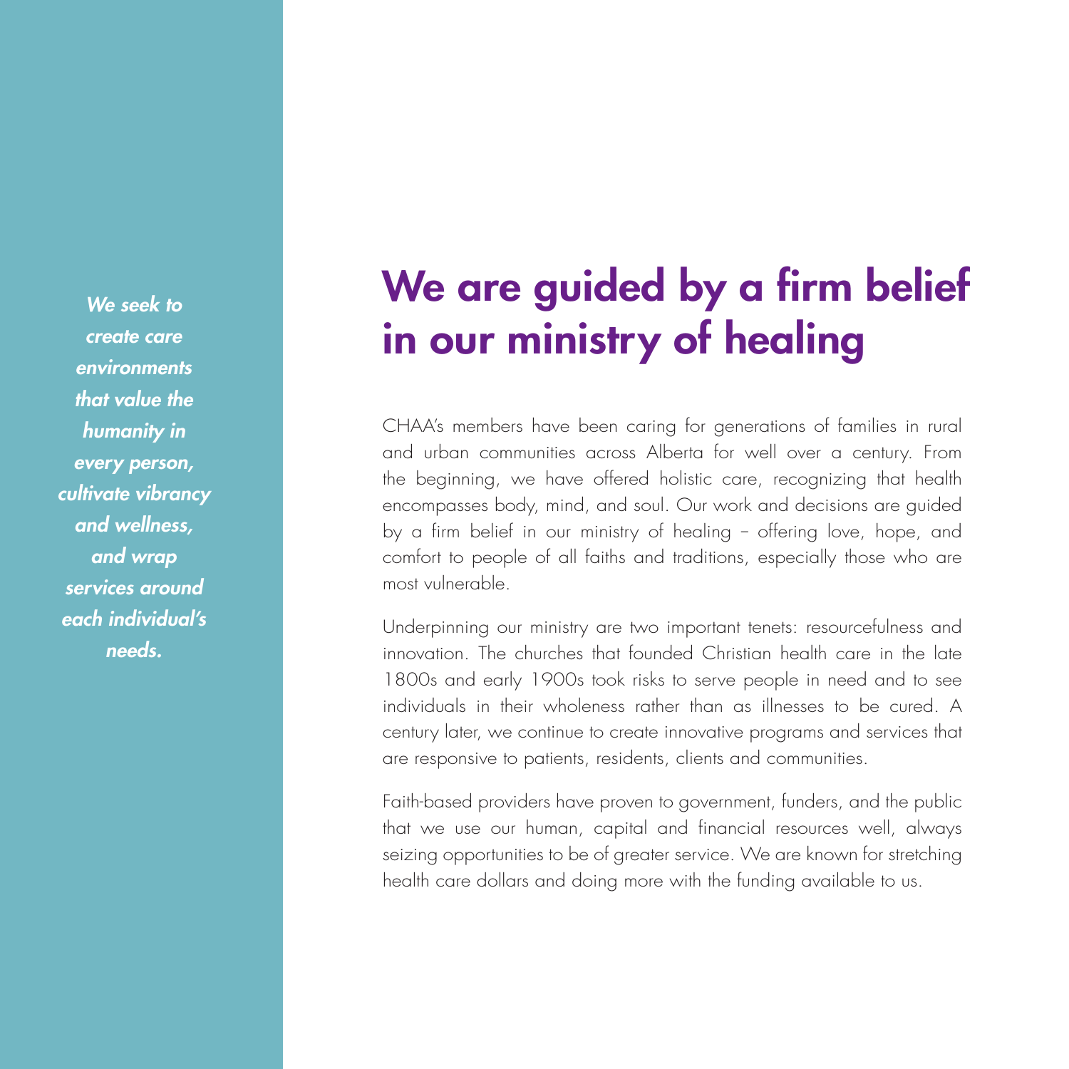*We seek to create care environments that value the humanity in every person, cultivate vibrancy and wellness, and wrap services around each individual's needs.*

# We are guided by a firm belief in our ministry of healing

CHAA's members have been caring for generations of families in rural and urban communities across Alberta for well over a century. From the beginning, we have offered holistic care, recognizing that health encompasses body, mind, and soul. Our work and decisions are guided by a firm belief in our ministry of healing – offering love, hope, and comfort to people of all faiths and traditions, especially those who are most vulnerable.

Underpinning our ministry are two important tenets: resourcefulness and innovation. The churches that founded Christian health care in the late 1800s and early 1900s took risks to serve people in need and to see individuals in their wholeness rather than as illnesses to be cured. A century later, we continue to create innovative programs and services that are responsive to patients, residents, clients and communities.

Faith-based providers have proven to government, funders, and the public that we use our human, capital and financial resources well, always seizing opportunities to be of greater service. We are known for stretching health care dollars and doing more with the funding available to us.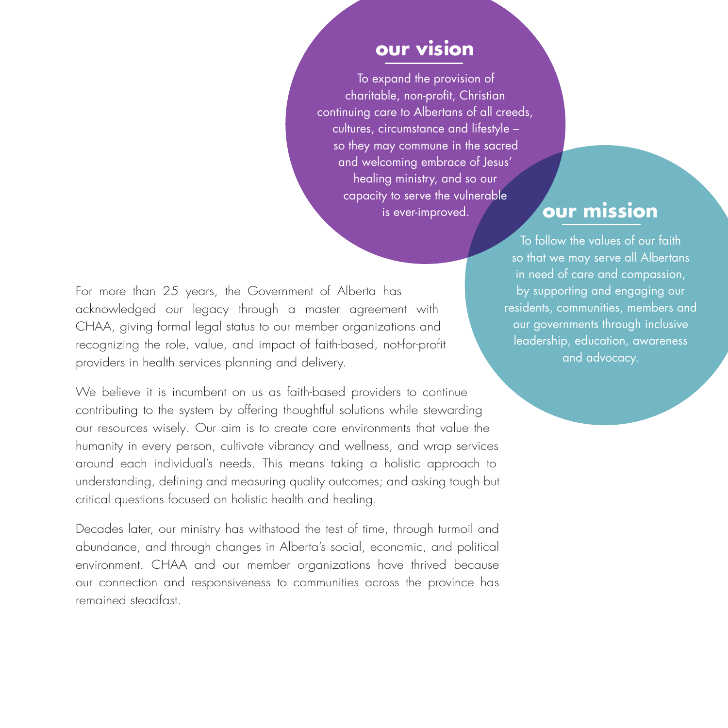## our vision

To expand the provision of charitable, non-profit, Christian continuing care to Albertans of all creeds, cultures, circumstance and lifestyle – so they may commune in the sacred and welcoming embrace of Jesus' healing ministry, and so our capacity to serve the vulnerable is ever-improved.

## our mission

To follow the values of our faith so that we may serve all Albertans in need of care and compassion, by supporting and engaging our residents, communities, members and our governments through inclusive leadership, education, awareness and advocacy.

For more than 25 years, the Government of Alberta has acknowledged our legacy through a master agreement with CHAA, giving formal legal status to our member organizations and recognizing the role, value, and impact of faith-based, not-for-profit providers in health services planning and delivery.

We believe it is incumbent on us as faith-based providers to continue contributing to the system by offering thoughtful solutions while stewarding our resources wisely. Our aim is to create care environments that value the humanity in every person, cultivate vibrancy and wellness, and wrap services around each individual's needs. This means taking a holistic approach to understanding, defining and measuring quality outcomes; and asking tough but critical questions focused on holistic health and healing.

Decades later, our ministry has withstood the test of time, through turmoil and abundance, and through changes in Alberta's social, economic, and political environment. CHAA and our member organizations have thrived because our connection and responsiveness to communities across the province has remained steadfast.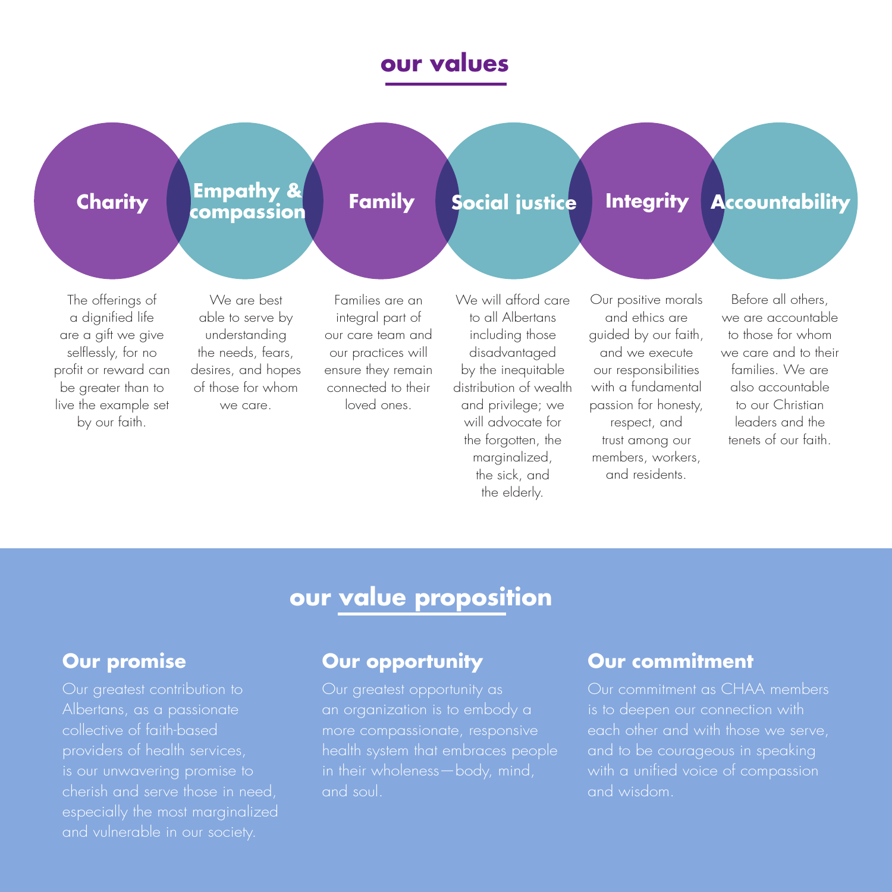## our values

### Charity

The offerings of a dignified life are a gift we give selflessly, for no profit or reward can be greater than to live the example set by our faith.

### Empathy & compassion

We are best able to serve by understanding the needs, fears, desires, and hopes of those for whom we care.

### Family

Families are an integral part of our care team and our practices will ensure they remain connected to their loved ones.

### Social justice

We will afford care to all Albertans including those disadvantaged by the inequitable distribution of wealth and privilege; we will advocate for the forgotten, the marginalized, the sick, and the elderly.

### Integrity

Our positive morals and ethics are guided by our faith, and we execute our responsibilities with a fundamental passion for honesty, respect, and trust among our members, workers, and residents.

### Accountability

Before all others, we are accountable to those for whom we care and to their families. We are also accountable to our Christian leaders and the tenets of our faith.

## our value proposition

### Our promise

Our greatest contribution to Albertans, as a passionate collective of faith-based providers of health services, is our unwavering promise to cherish and serve those in need, especially the most marginalized and vulnerable in our society.

### Our opportunity

Our greatest opportunity as an organization is to embody a more compassionate, responsive health system that embraces people in their wholeness—body, mind, and soul.

### Our commitment

Our commitment as CHAA members is to deepen our connection with each other and with those we serve, and to be courageous in speaking with a unified voice of compassion and wisdom.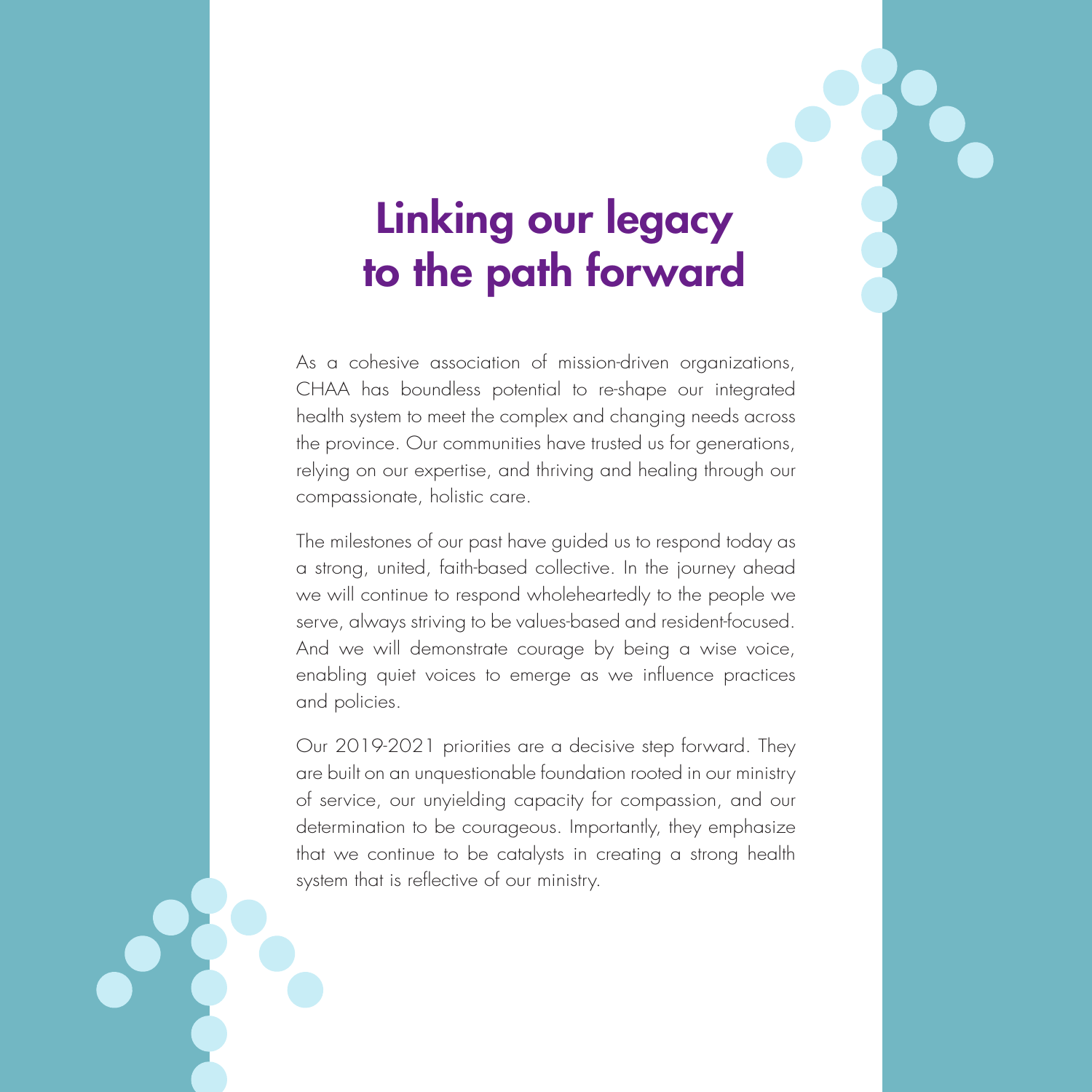# Linking our legacy to the path forward

As a cohesive association of mission-driven organizations, CHAA has boundless potential to re-shape our integrated health system to meet the complex and changing needs across the province. Our communities have trusted us for generations, relying on our expertise, and thriving and healing through our compassionate, holistic care.

The milestones of our past have guided us to respond today as a strong, united, faith-based collective. In the journey ahead we will continue to respond wholeheartedly to the people we serve, always striving to be values-based and resident-focused. And we will demonstrate courage by being a wise voice, enabling quiet voices to emerge as we influence practices and policies.

Our 2019-2021 priorities are a decisive step forward. They are built on an unquestionable foundation rooted in our ministry of service, our unyielding capacity for compassion, and our determination to be courageous. Importantly, they emphasize that we continue to be catalysts in creating a strong health system that is reflective of our ministry.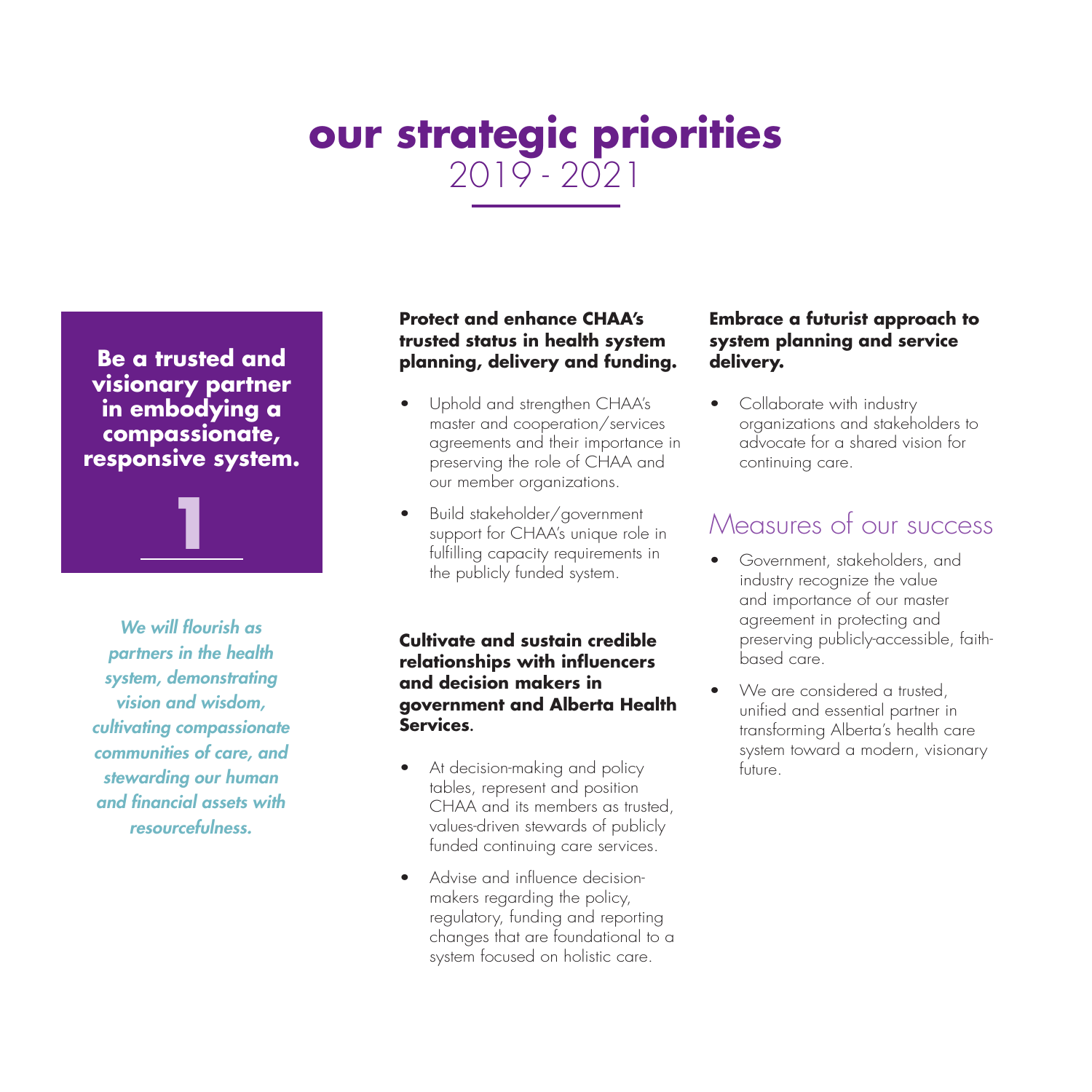# our strategic priorities
## 2019 - 2021

**Be a trusted and visionary partner in embodying a compassionate, responsive system.**

**1**

***We will flourish as partners in the health system, demonstrating vision and wisdom, cultivating compassionate communities of care, and stewarding our human and financial assets with resourcefulness.***

### Protect and enhance CHAA's trusted status in health system planning, delivery and funding.

- Uphold and strengthen CHAA's master and cooperation/services agreements and their importance in preserving the role of CHAA and our member organizations.
- Build stakeholder/government support for CHAA's unique role in fulfilling capacity requirements in the publicly funded system.

### Cultivate and sustain credible relationships with influencers and decision makers in government and Alberta Health Services.

- At decision-making and policy tables, represent and position CHAA and its members as trusted, values-driven stewards of publicly funded continuing care services.
- Advise and influence decision-makers regarding the policy, regulatory, funding and reporting changes that are foundational to a system focused on holistic care.

### Embrace a futurist approach to system planning and service delivery.

- Collaborate with industry organizations and stakeholders to advocate for a shared vision for continuing care.

## Measures of our success

- Government, stakeholders, and industry recognize the value and importance of our master agreement in protecting and preserving publicly-accessible, faith-based care.
- We are considered a trusted, unified and essential partner in transforming Alberta's health care system toward a modern, visionary future.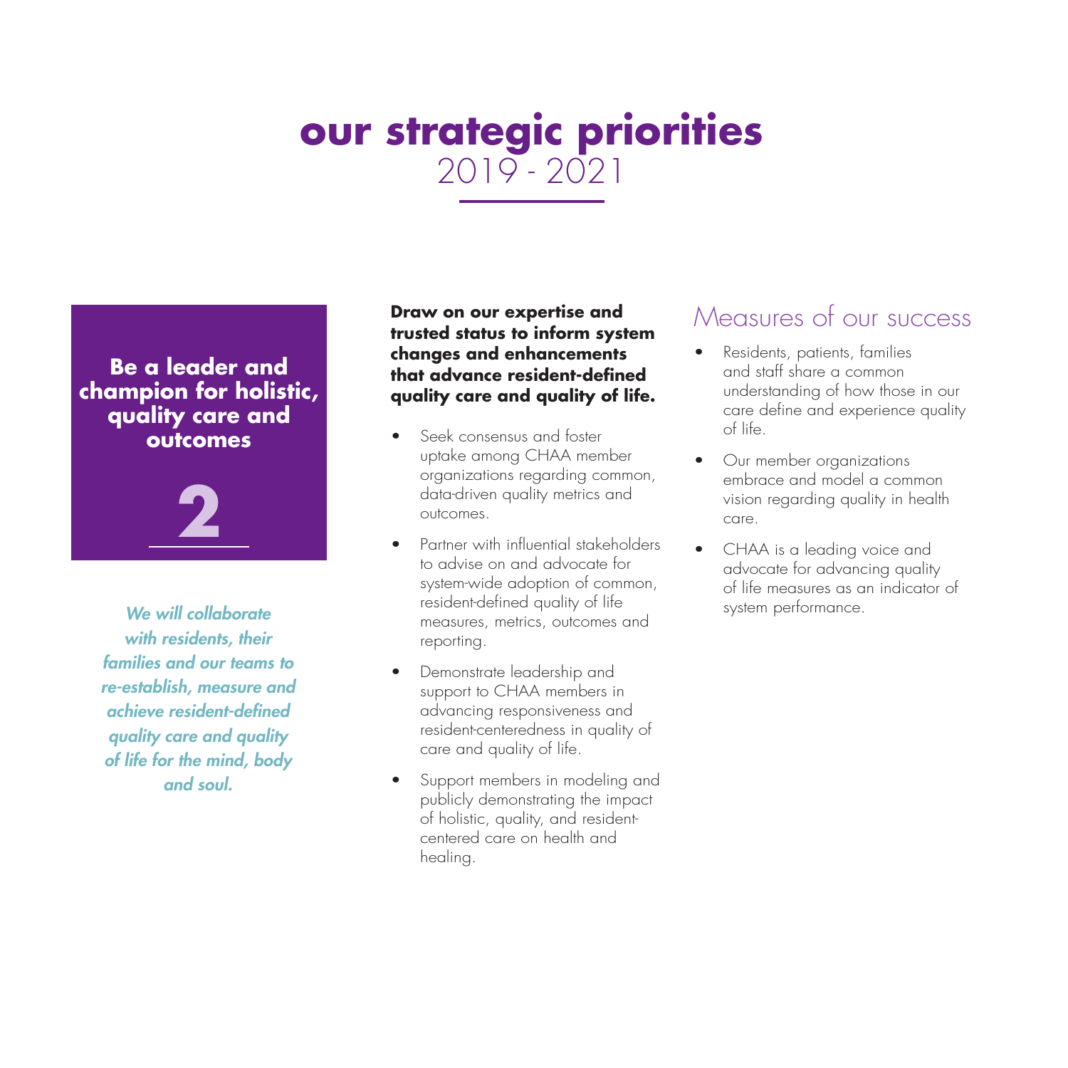# our strategic priorities
## 2019 - 2021

## Be a leader and champion for holistic, quality care and outcomes

**2**

*We will collaborate with residents, their families and our teams to re-establish, measure and achieve resident-defined quality care and quality of life for the mind, body and soul.*

**Draw on our expertise and trusted status to inform system changes and enhancements that advance resident-defined quality care and quality of life.**

- Seek consensus and foster uptake among CHAA member organizations regarding common, data-driven quality metrics and outcomes.
- Partner with influential stakeholders to advise on and advocate for system-wide adoption of common, resident-defined quality of life measures, metrics, outcomes and reporting.
- Demonstrate leadership and support to CHAA members in advancing responsiveness and resident-centeredness in quality of care and quality of life.
- Support members in modeling and publicly demonstrating the impact of holistic, quality, and resident-centered care on health and healing.

### Measures of our success

- Residents, patients, families and staff share a common understanding of how those in our care define and experience quality of life.
- Our member organizations embrace and model a common vision regarding quality in health care.
- CHAA is a leading voice and advocate for advancing quality of life measures as an indicator of system performance.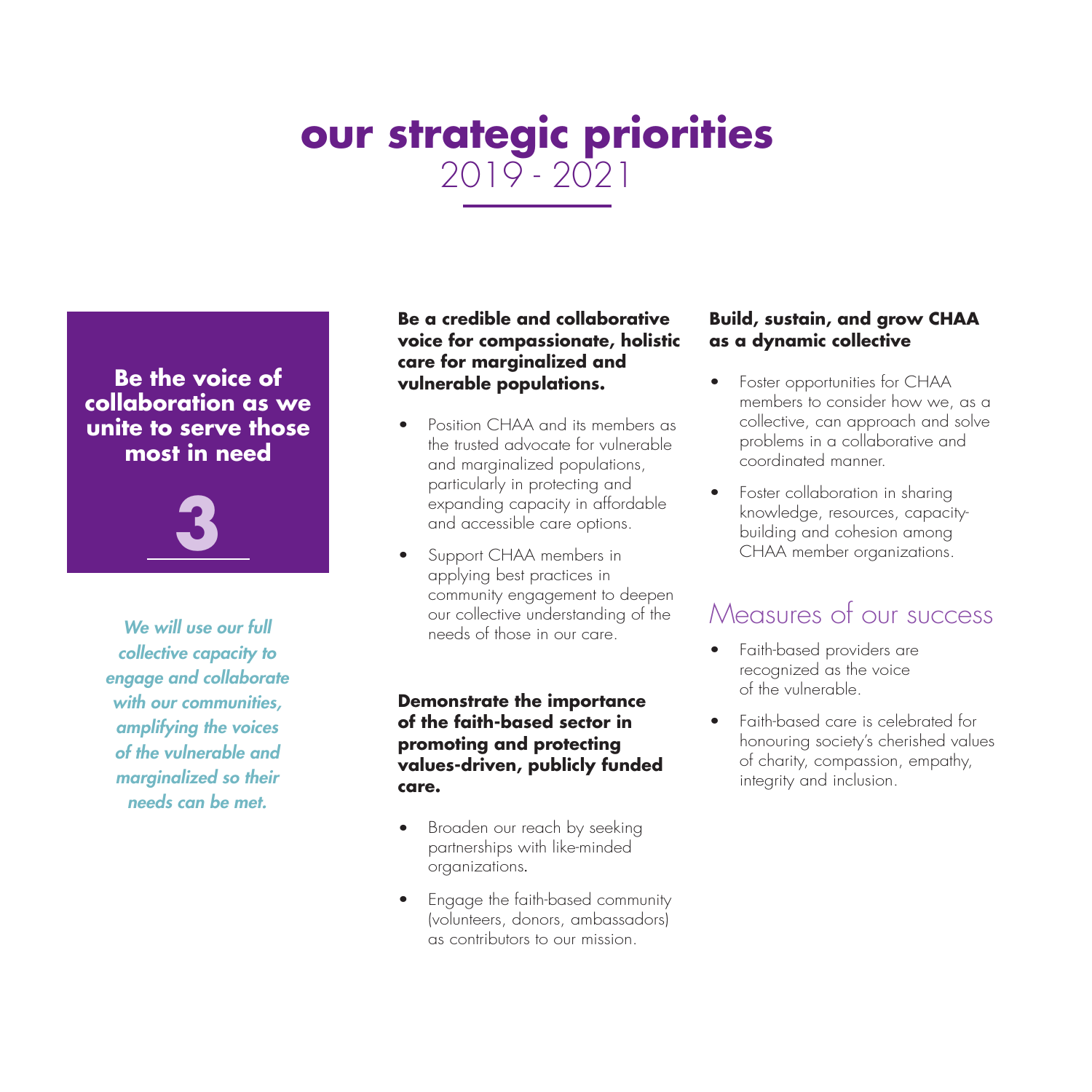# our strategic priorities
2019 - 2021

## Be the voice of collaboration as we unite to serve those most in need

**3**

*We will use our full collective capacity to engage and collaborate with our communities, amplifying the voices of the vulnerable and marginalized so their needs can be met.*

### Be a credible and collaborative voice for compassionate, holistic care for marginalized and vulnerable populations.

- Position CHAA and its members as the trusted advocate for vulnerable and marginalized populations, particularly in protecting and expanding capacity in affordable and accessible care options.
- Support CHAA members in applying best practices in community engagement to deepen our collective understanding of the needs of those in our care.

### Demonstrate the importance of the faith-based sector in promoting and protecting values-driven, publicly funded care.

- Broaden our reach by seeking partnerships with like-minded organizations.
- Engage the faith-based community (volunteers, donors, ambassadors) as contributors to our mission.

### Build, sustain, and grow CHAA as a dynamic collective

- Foster opportunities for CHAA members to consider how we, as a collective, can approach and solve problems in a collaborative and coordinated manner.
- Foster collaboration in sharing knowledge, resources, capacity-building and cohesion among CHAA member organizations.

## Measures of our success

- Faith-based providers are recognized as the voice of the vulnerable.
- Faith-based care is celebrated for honouring society's cherished values of charity, compassion, empathy, integrity and inclusion.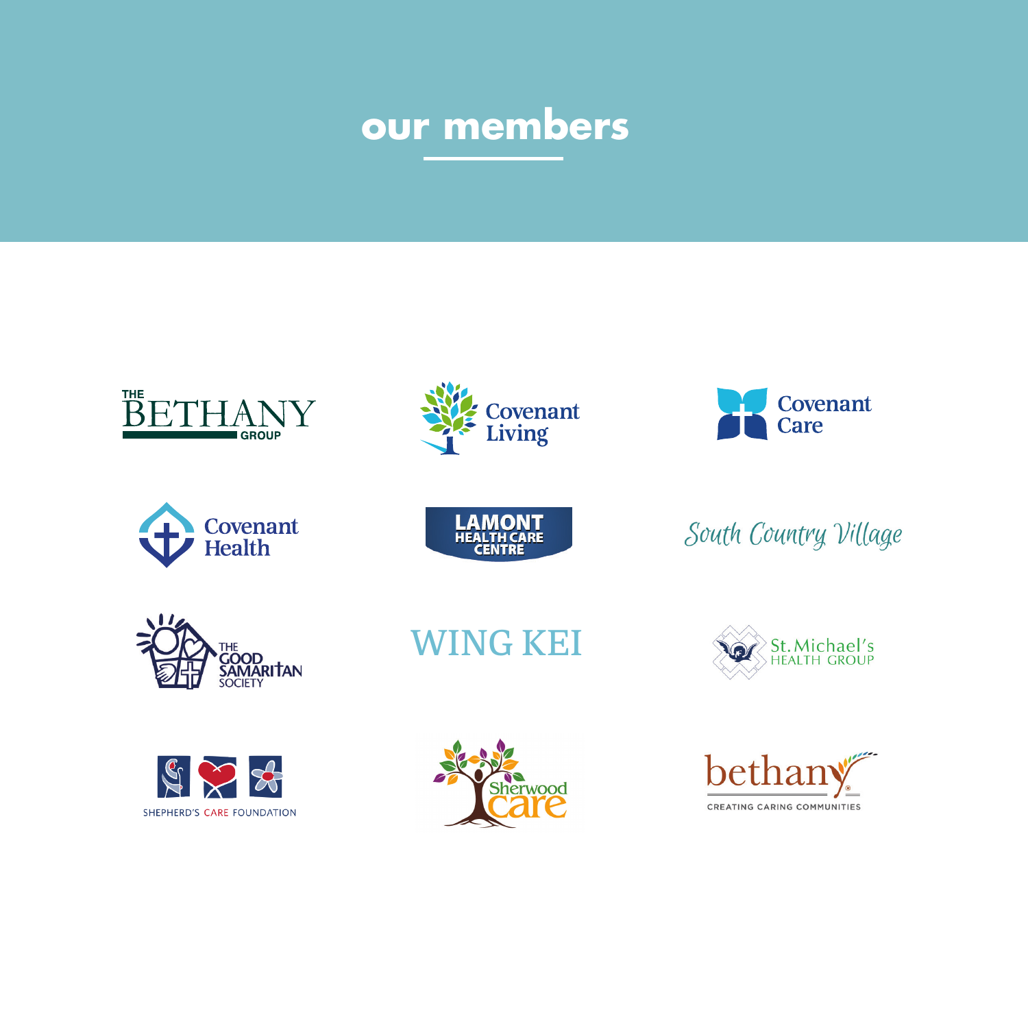# our members

THE BETHANY GROUP

Covenant Living

Covenant Care

Covenant Health

LAMONT HEALTH CARE CENTRE

South Country Village

THE GOOD SAMARITAN SOCIETY

WING KEI

St. Michael's HEALTH GROUP

SHEPHERD'S CARE FOUNDATION

Sherwood care

bethany CREATING CARING COMMUNITIES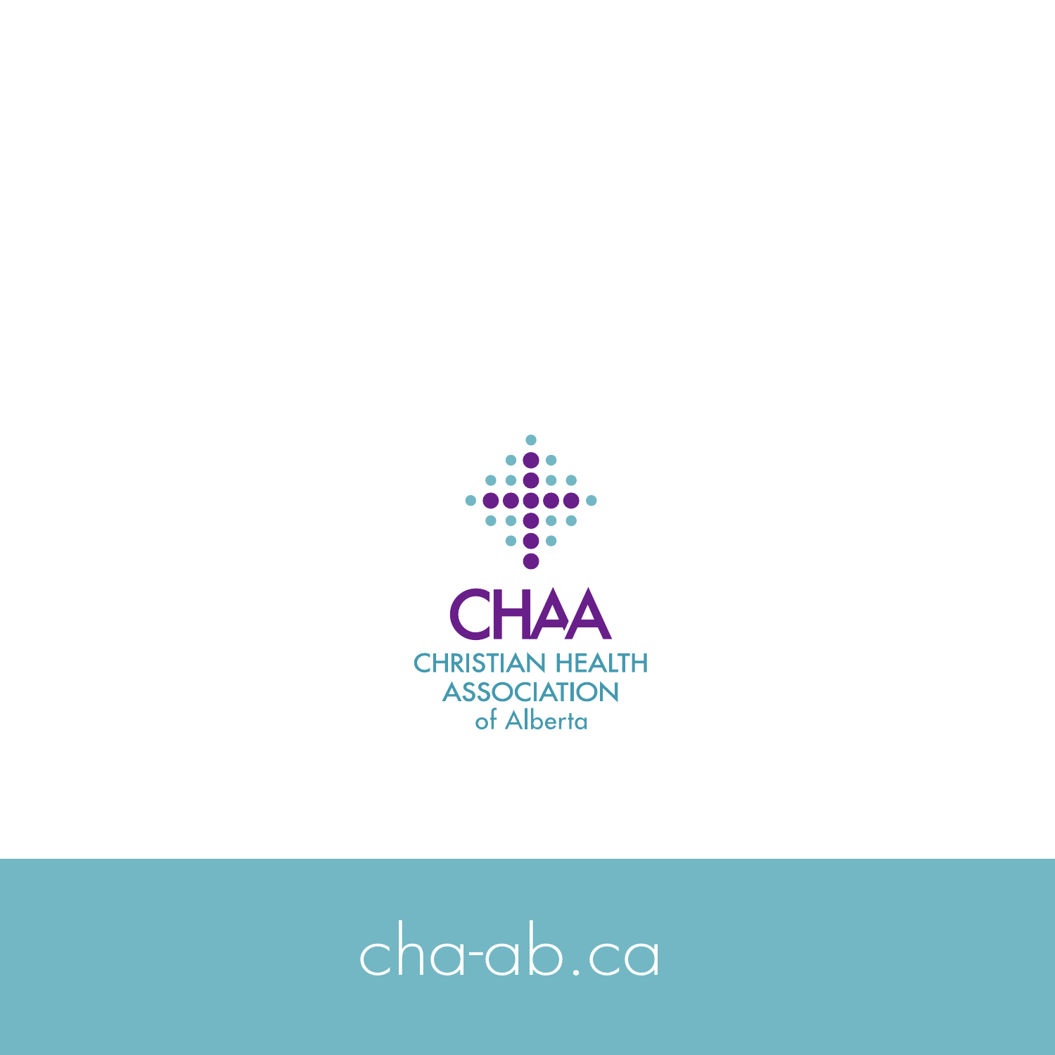CHAA

CHRISTIAN HEALTH ASSOCIATION of Alberta

cha-ab.ca